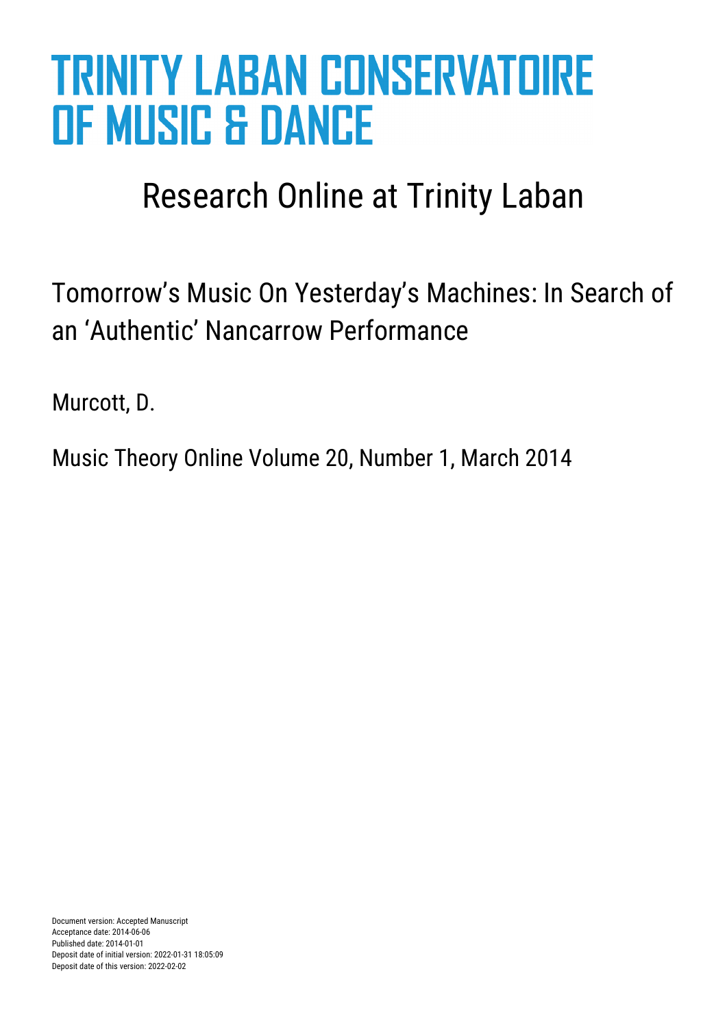# TRINITY LABAN CONSERVATOIRE OF MUSIC & DANCE

## Research Online at Trinity Laban

Tomorrow's Music On Yesterday's Machines: In Search of an 'Authentic' Nancarrow Performance

Murcott, D.

Music Theory Online Volume 20, Number 1, March 2014

Document version: Accepted Manuscript
Acceptance date: 2014-06-06
Published date: 2014-01-01
Deposit date of initial version: 2022-01-31 18:05:09
Deposit date of this version: 2022-02-02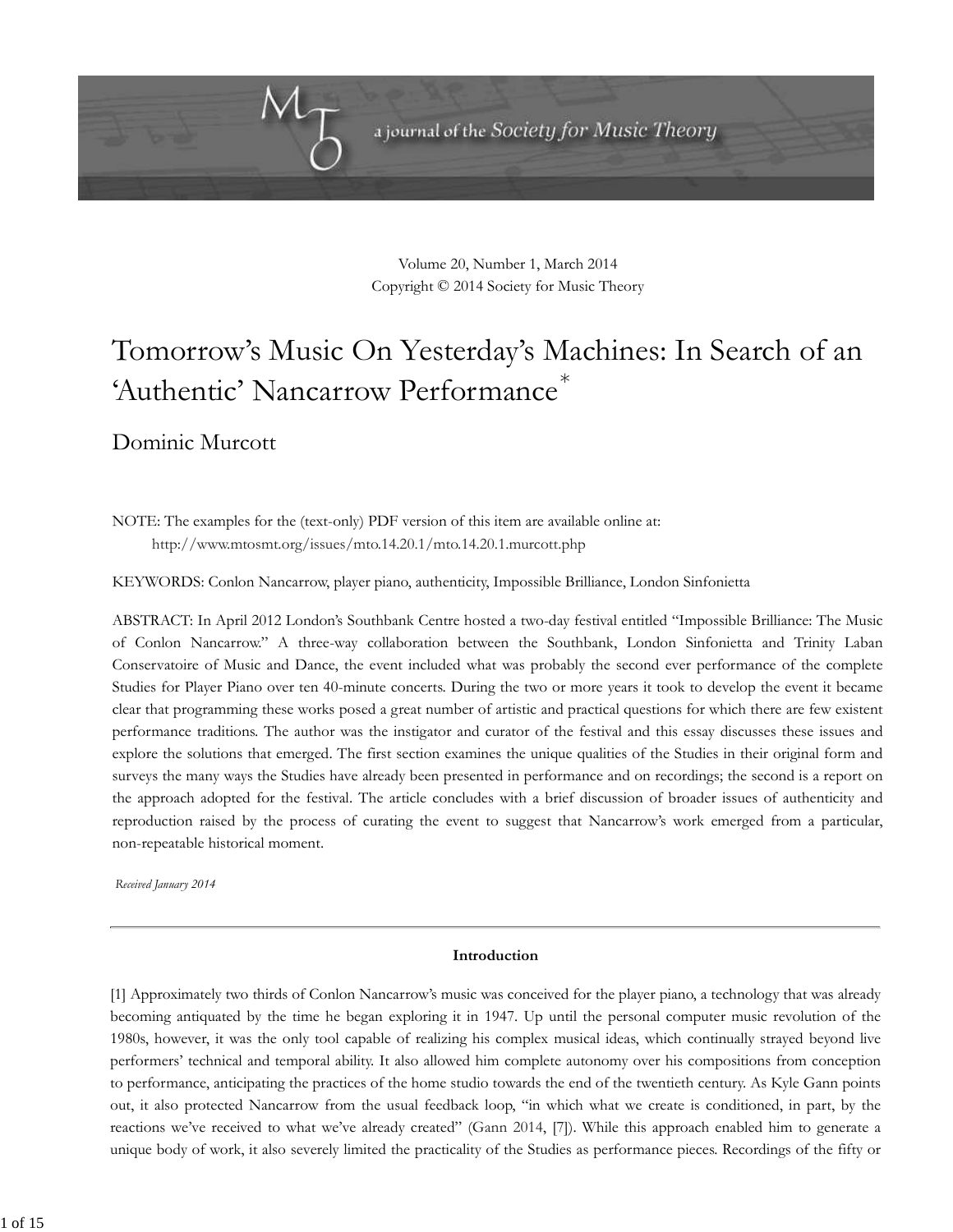Volume 20, Number 1, March 2014
Copyright © 2014 Society for Music Theory

# Tomorrow's Music On Yesterday's Machines: In Search of an 'Authentic' Nancarrow Performance*

## Dominic Murcott

NOTE: The examples for the (text-only) PDF version of this item are available online at:
http://www.mtosmt.org/issues/mto.14.20.1/mto.14.20.1.murcott.php

KEYWORDS: Conlon Nancarrow, player piano, authenticity, Impossible Brilliance, London Sinfonietta

ABSTRACT: In April 2012 London's Southbank Centre hosted a two-day festival entitled "Impossible Brilliance: The Music of Conlon Nancarrow." A three-way collaboration between the Southbank, London Sinfonietta and Trinity Laban Conservatoire of Music and Dance, the event included what was probably the second ever performance of the complete Studies for Player Piano over ten 40-minute concerts. During the two or more years it took to develop the event it became clear that programming these works posed a great number of artistic and practical questions for which there are few existent performance traditions. The author was the instigator and curator of the festival and this essay discusses these issues and explore the solutions that emerged. The first section examines the unique qualities of the Studies in their original form and surveys the many ways the Studies have already been presented in performance and on recordings; the second is a report on the approach adopted for the festival. The article concludes with a brief discussion of broader issues of authenticity and reproduction raised by the process of curating the event to suggest that Nancarrow's work emerged from a particular, non-repeatable historical moment.

*Received January 2014*

---

### Introduction

[1] Approximately two thirds of Conlon Nancarrow's music was conceived for the player piano, a technology that was already becoming antiquated by the time he began exploring it in 1947. Up until the personal computer music revolution of the 1980s, however, it was the only tool capable of realizing his complex musical ideas, which continually strayed beyond live performers' technical and temporal ability. It also allowed him complete autonomy over his compositions from conception to performance, anticipating the practices of the home studio towards the end of the twentieth century. As Kyle Gann points out, it also protected Nancarrow from the usual feedback loop, "in which what we create is conditioned, in part, by the reactions we've received to what we've already created" (Gann 2014, [7]). While this approach enabled him to generate a unique body of work, it also severely limited the practicality of the Studies as performance pieces. Recordings of the fifty or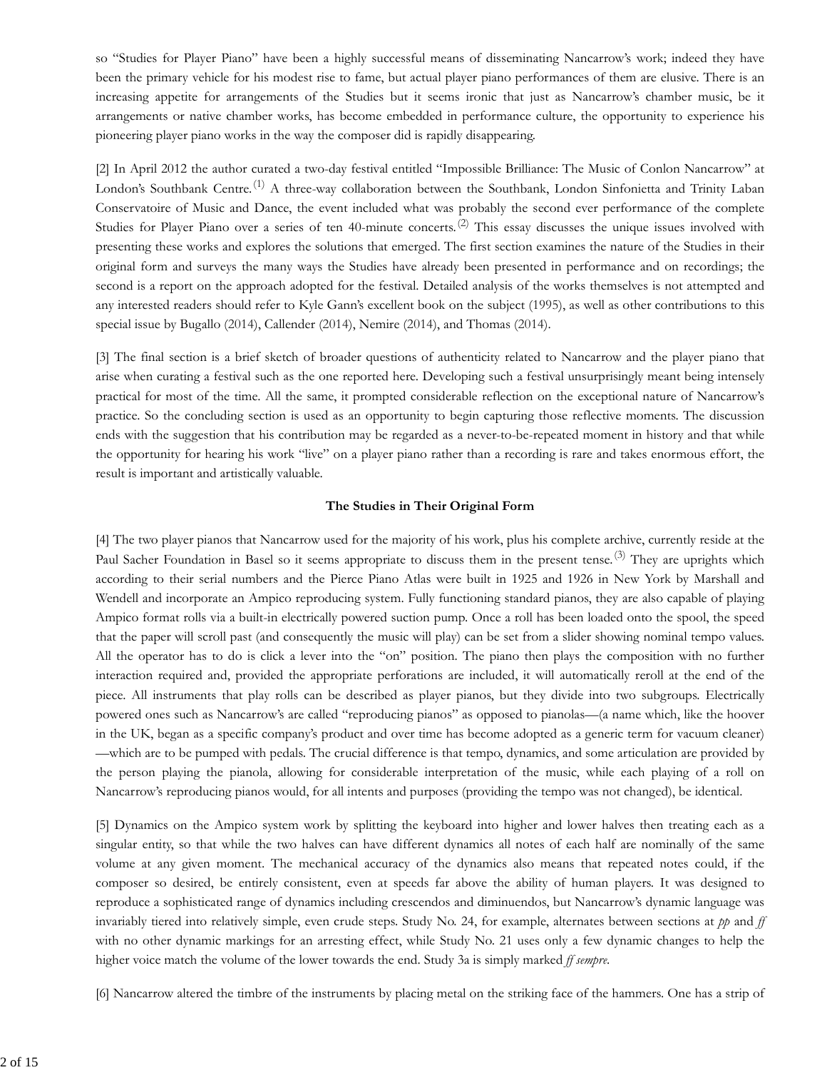so "Studies for Player Piano" have been a highly successful means of disseminating Nancarrow's work; indeed they have been the primary vehicle for his modest rise to fame, but actual player piano performances of them are elusive. There is an increasing appetite for arrangements of the Studies but it seems ironic that just as Nancarrow's chamber music, be it arrangements or native chamber works, has become embedded in performance culture, the opportunity to experience his pioneering player piano works in the way the composer did is rapidly disappearing.

[2] In April 2012 the author curated a two-day festival entitled "Impossible Brilliance: The Music of Conlon Nancarrow" at London's Southbank Centre.(1) A three-way collaboration between the Southbank, London Sinfonietta and Trinity Laban Conservatoire of Music and Dance, the event included what was probably the second ever performance of the complete Studies for Player Piano over a series of ten 40-minute concerts.(2) This essay discusses the unique issues involved with presenting these works and explores the solutions that emerged. The first section examines the nature of the Studies in their original form and surveys the many ways the Studies have already been presented in performance and on recordings; the second is a report on the approach adopted for the festival. Detailed analysis of the works themselves is not attempted and any interested readers should refer to Kyle Gann's excellent book on the subject (1995), as well as other contributions to this special issue by Bugallo (2014), Callender (2014), Nemire (2014), and Thomas (2014).

[3] The final section is a brief sketch of broader questions of authenticity related to Nancarrow and the player piano that arise when curating a festival such as the one reported here. Developing such a festival unsurprisingly meant being intensely practical for most of the time. All the same, it prompted considerable reflection on the exceptional nature of Nancarrow's practice. So the concluding section is used as an opportunity to begin capturing those reflective moments. The discussion ends with the suggestion that his contribution may be regarded as a never-to-be-repeated moment in history and that while the opportunity for hearing his work "live" on a player piano rather than a recording is rare and takes enormous effort, the result is important and artistically valuable.

**The Studies in Their Original Form**

[4] The two player pianos that Nancarrow used for the majority of his work, plus his complete archive, currently reside at the Paul Sacher Foundation in Basel so it seems appropriate to discuss them in the present tense.(3) They are uprights which according to their serial numbers and the Pierce Piano Atlas were built in 1925 and 1926 in New York by Marshall and Wendell and incorporate an Ampico reproducing system. Fully functioning standard pianos, they are also capable of playing Ampico format rolls via a built-in electrically powered suction pump. Once a roll has been loaded onto the spool, the speed that the paper will scroll past (and consequently the music will play) can be set from a slider showing nominal tempo values. All the operator has to do is click a lever into the "on" position. The piano then plays the composition with no further interaction required and, provided the appropriate perforations are included, it will automatically reroll at the end of the piece. All instruments that play rolls can be described as player pianos, but they divide into two subgroups. Electrically powered ones such as Nancarrow's are called "reproducing pianos" as opposed to pianolas—(a name which, like the hoover in the UK, began as a specific company's product and over time has become adopted as a generic term for vacuum cleaner)—which are to be pumped with pedals. The crucial difference is that tempo, dynamics, and some articulation are provided by the person playing the pianola, allowing for considerable interpretation of the music, while each playing of a roll on Nancarrow's reproducing pianos would, for all intents and purposes (providing the tempo was not changed), be identical.

[5] Dynamics on the Ampico system work by splitting the keyboard into higher and lower halves then treating each as a singular entity, so that while the two halves can have different dynamics all notes of each half are nominally of the same volume at any given moment. The mechanical accuracy of the dynamics also means that repeated notes could, if the composer so desired, be entirely consistent, even at speeds far above the ability of human players. It was designed to reproduce a sophisticated range of dynamics including crescendos and diminuendos, but Nancarrow's dynamic language was invariably tiered into relatively simple, even crude steps. Study No. 24, for example, alternates between sections at *pp* and *ff* with no other dynamic markings for an arresting effect, while Study No. 21 uses only a few dynamic changes to help the higher voice match the volume of the lower towards the end. Study 3a is simply marked *ff sempre*.

[6] Nancarrow altered the timbre of the instruments by placing metal on the striking face of the hammers. One has a strip of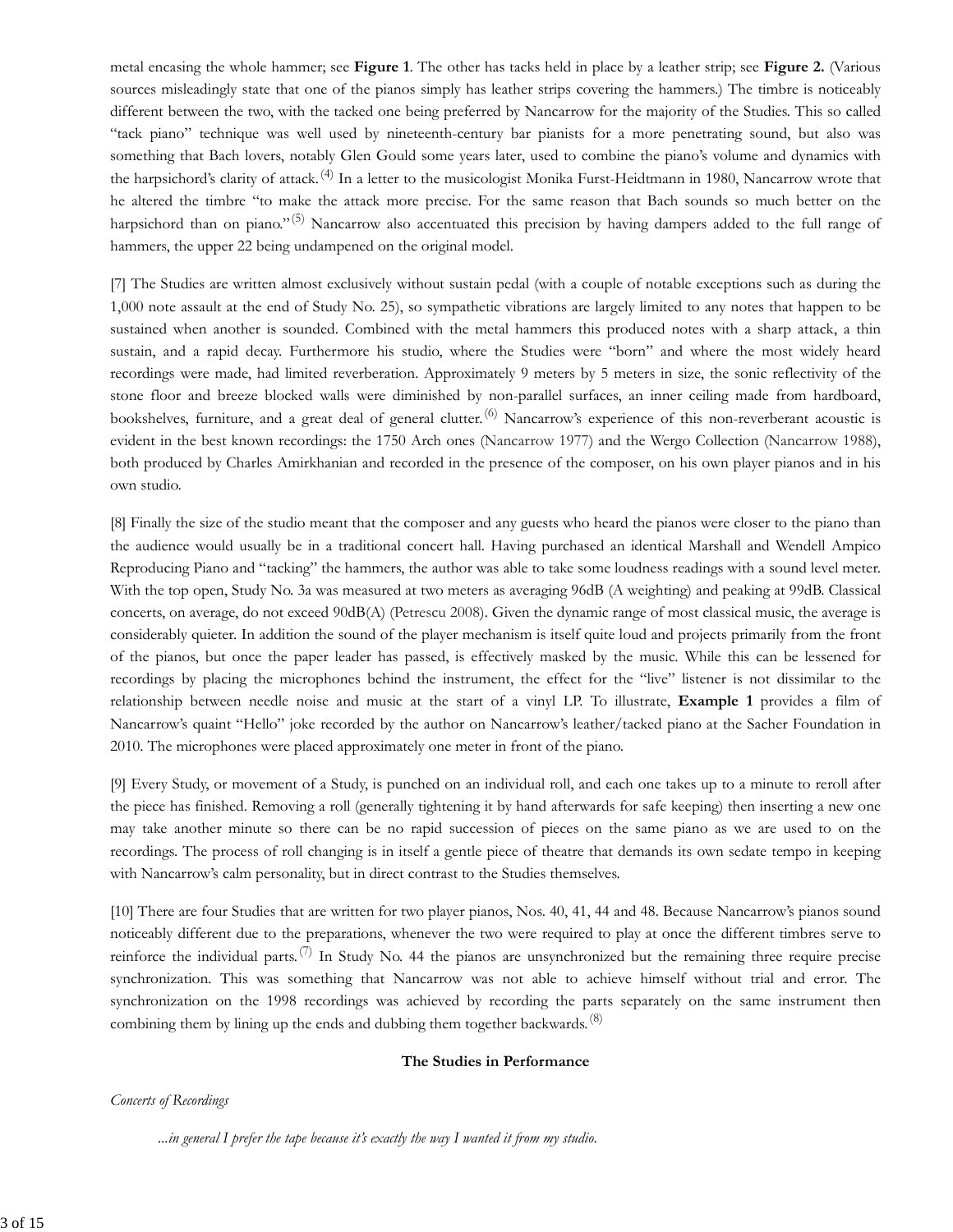metal encasing the whole hammer; see **Figure 1**. The other has tacks held in place by a leather strip; see **Figure 2.** (Various sources misleadingly state that one of the pianos simply has leather strips covering the hammers.) The timbre is noticeably different between the two, with the tacked one being preferred by Nancarrow for the majority of the Studies. This so called "tack piano" technique was well used by nineteenth-century bar pianists for a more penetrating sound, but also was something that Bach lovers, notably Glen Gould some years later, used to combine the piano's volume and dynamics with the harpsichord's clarity of attack.[(4)] In a letter to the musicologist Monika Furst-Heidtmann in 1980, Nancarrow wrote that he altered the timbre "to make the attack more precise. For the same reason that Bach sounds so much better on the harpsichord than on piano."[(5)] Nancarrow also accentuated this precision by having dampers added to the full range of hammers, the upper 22 being undampened on the original model.

[7] The Studies are written almost exclusively without sustain pedal (with a couple of notable exceptions such as during the 1,000 note assault at the end of Study No. 25), so sympathetic vibrations are largely limited to any notes that happen to be sustained when another is sounded. Combined with the metal hammers this produced notes with a sharp attack, a thin sustain, and a rapid decay. Furthermore his studio, where the Studies were "born" and where the most widely heard recordings were made, had limited reverberation. Approximately 9 meters by 5 meters in size, the sonic reflectivity of the stone floor and breeze blocked walls were diminished by non-parallel surfaces, an inner ceiling made from hardboard, bookshelves, furniture, and a great deal of general clutter.[(6)] Nancarrow's experience of this non-reverberant acoustic is evident in the best known recordings: the 1750 Arch ones (Nancarrow 1977) and the Wergo Collection (Nancarrow 1988), both produced by Charles Amirkhanian and recorded in the presence of the composer, on his own player pianos and in his own studio.

[8] Finally the size of the studio meant that the composer and any guests who heard the pianos were closer to the piano than the audience would usually be in a traditional concert hall. Having purchased an identical Marshall and Wendell Ampico Reproducing Piano and "tacking" the hammers, the author was able to take some loudness readings with a sound level meter. With the top open, Study No. 3a was measured at two meters as averaging 96dB (A weighting) and peaking at 99dB. Classical concerts, on average, do not exceed 90dB(A) (Petrescu 2008). Given the dynamic range of most classical music, the average is considerably quieter. In addition the sound of the player mechanism is itself quite loud and projects primarily from the front of the pianos, but once the paper leader has passed, is effectively masked by the music. While this can be lessened for recordings by placing the microphones behind the instrument, the effect for the "live" listener is not dissimilar to the relationship between needle noise and music at the start of a vinyl LP. To illustrate, **Example 1** provides a film of Nancarrow's quaint "Hello" joke recorded by the author on Nancarrow's leather/tacked piano at the Sacher Foundation in 2010. The microphones were placed approximately one meter in front of the piano.

[9] Every Study, or movement of a Study, is punched on an individual roll, and each one takes up to a minute to reroll after the piece has finished. Removing a roll (generally tightening it by hand afterwards for safe keeping) then inserting a new one may take another minute so there can be no rapid succession of pieces on the same piano as we are used to on the recordings. The process of roll changing is in itself a gentle piece of theatre that demands its own sedate tempo in keeping with Nancarrow's calm personality, but in direct contrast to the Studies themselves.

[10] There are four Studies that are written for two player pianos, Nos. 40, 41, 44 and 48. Because Nancarrow's pianos sound noticeably different due to the preparations, whenever the two were required to play at once the different timbres serve to reinforce the individual parts.[(7)] In Study No. 44 the pianos are unsynchronized but the remaining three require precise synchronization. This was something that Nancarrow was not able to achieve himself without trial and error. The synchronization on the 1998 recordings was achieved by recording the parts separately on the same instrument then combining them by lining up the ends and dubbing them together backwards.[(8)]

## The Studies in Performance

*Concerts of Recordings*

> *...in general I prefer the tape because it's exactly the way I wanted it from my studio.*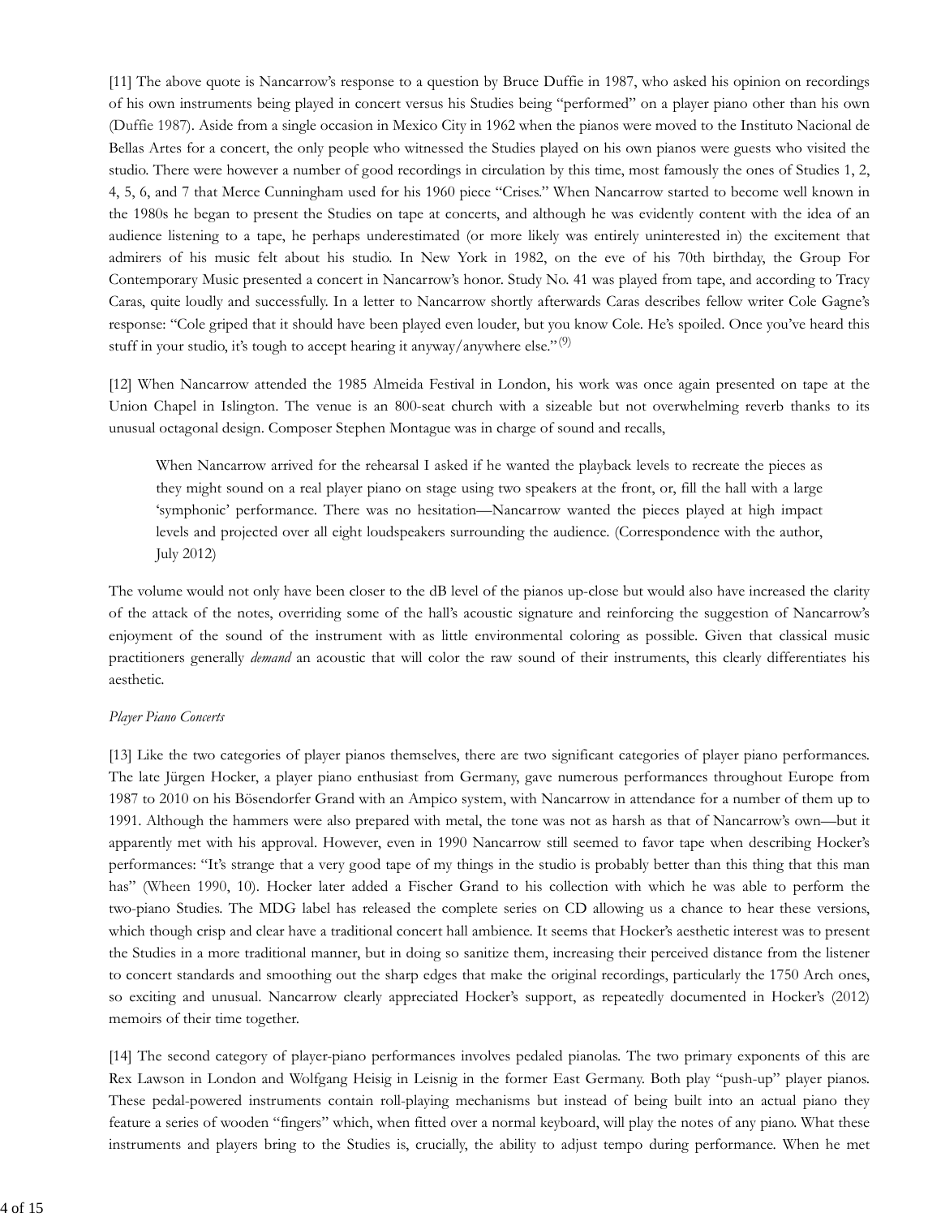[11] The above quote is Nancarrow's response to a question by Bruce Duffie in 1987, who asked his opinion on recordings of his own instruments being played in concert versus his Studies being "performed" on a player piano other than his own (Duffie 1987). Aside from a single occasion in Mexico City in 1962 when the pianos were moved to the Instituto Nacional de Bellas Artes for a concert, the only people who witnessed the Studies played on his own pianos were guests who visited the studio. There were however a number of good recordings in circulation by this time, most famously the ones of Studies 1, 2, 4, 5, 6, and 7 that Merce Cunningham used for his 1960 piece "Crises." When Nancarrow started to become well known in the 1980s he began to present the Studies on tape at concerts, and although he was evidently content with the idea of an audience listening to a tape, he perhaps underestimated (or more likely was entirely uninterested in) the excitement that admirers of his music felt about his studio. In New York in 1982, on the eve of his 70th birthday, the Group For Contemporary Music presented a concert in Nancarrow's honor. Study No. 41 was played from tape, and according to Tracy Caras, quite loudly and successfully. In a letter to Nancarrow shortly afterwards Caras describes fellow writer Cole Gagne's response: "Cole griped that it should have been played even louder, but you know Cole. He's spoiled. Once you've heard this stuff in your studio, it's tough to accept hearing it anyway/anywhere else."(9)

[12] When Nancarrow attended the 1985 Almeida Festival in London, his work was once again presented on tape at the Union Chapel in Islington. The venue is an 800-seat church with a sizeable but not overwhelming reverb thanks to its unusual octagonal design. Composer Stephen Montague was in charge of sound and recalls,

> When Nancarrow arrived for the rehearsal I asked if he wanted the playback levels to recreate the pieces as they might sound on a real player piano on stage using two speakers at the front, or, fill the hall with a large 'symphonic' performance. There was no hesitation—Nancarrow wanted the pieces played at high impact levels and projected over all eight loudspeakers surrounding the audience. (Correspondence with the author, July 2012)

The volume would not only have been closer to the dB level of the pianos up-close but would also have increased the clarity of the attack of the notes, overriding some of the hall's acoustic signature and reinforcing the suggestion of Nancarrow's enjoyment of the sound of the instrument with as little environmental coloring as possible. Given that classical music practitioners generally *demand* an acoustic that will color the raw sound of their instruments, this clearly differentiates his aesthetic.

*Player Piano Concerts*

[13] Like the two categories of player pianos themselves, there are two significant categories of player piano performances. The late Jürgen Hocker, a player piano enthusiast from Germany, gave numerous performances throughout Europe from 1987 to 2010 on his Bösendorfer Grand with an Ampico system, with Nancarrow in attendance for a number of them up to 1991. Although the hammers were also prepared with metal, the tone was not as harsh as that of Nancarrow's own—but it apparently met with his approval. However, even in 1990 Nancarrow still seemed to favor tape when describing Hocker's performances: "It's strange that a very good tape of my things in the studio is probably better than this thing that this man has" (Wheen 1990, 10). Hocker later added a Fischer Grand to his collection with which he was able to perform the two-piano Studies. The MDG label has released the complete series on CD allowing us a chance to hear these versions, which though crisp and clear have a traditional concert hall ambience. It seems that Hocker's aesthetic interest was to present the Studies in a more traditional manner, but in doing so sanitize them, increasing their perceived distance from the listener to concert standards and smoothing out the sharp edges that make the original recordings, particularly the 1750 Arch ones, so exciting and unusual. Nancarrow clearly appreciated Hocker's support, as repeatedly documented in Hocker's (2012) memoirs of their time together.

[14] The second category of player-piano performances involves pedaled pianolas. The two primary exponents of this are Rex Lawson in London and Wolfgang Heisig in Leisnig in the former East Germany. Both play "push-up" player pianos. These pedal-powered instruments contain roll-playing mechanisms but instead of being built into an actual piano they feature a series of wooden "fingers" which, when fitted over a normal keyboard, will play the notes of any piano. What these instruments and players bring to the Studies is, crucially, the ability to adjust tempo during performance. When he met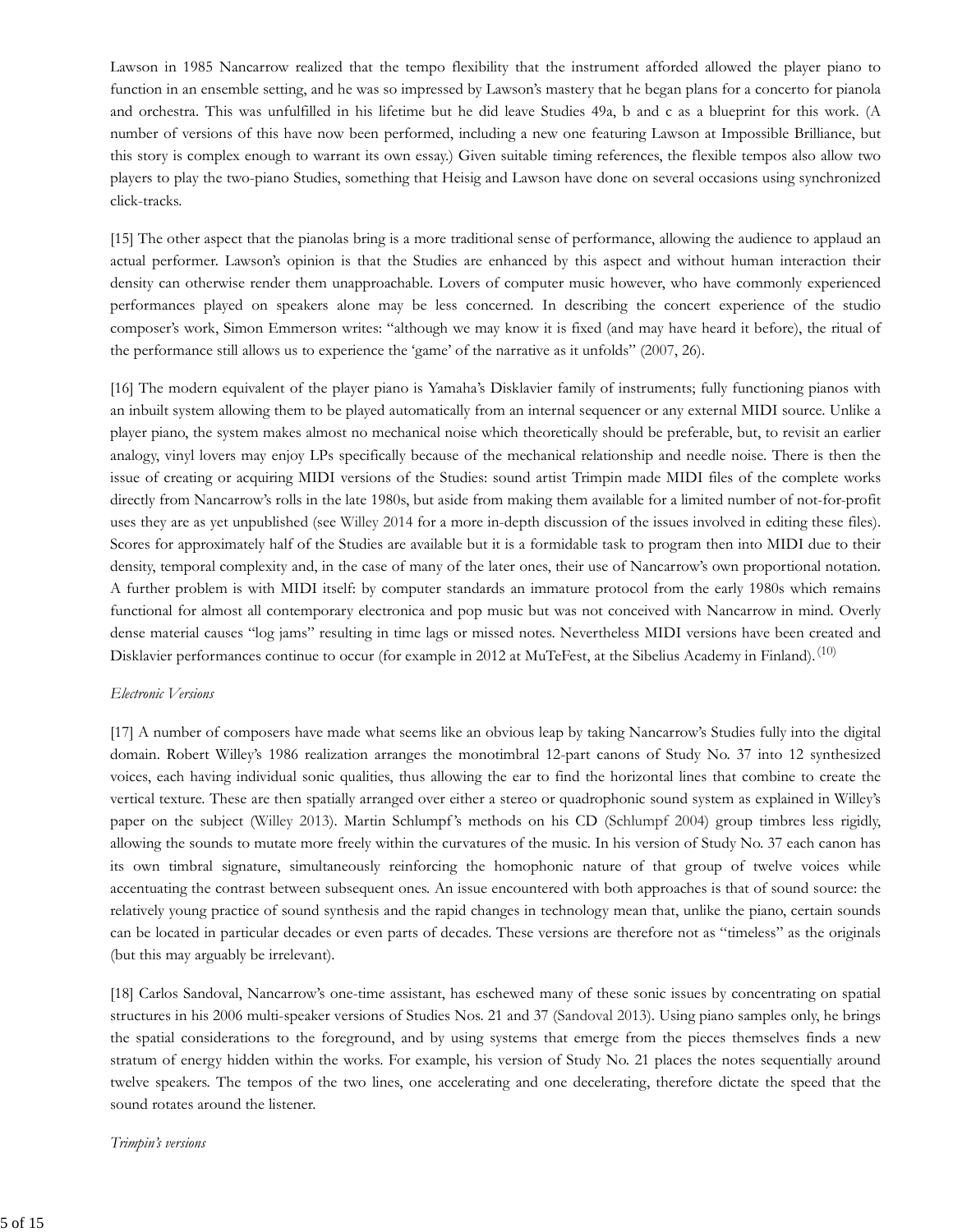Lawson in 1985 Nancarrow realized that the tempo flexibility that the instrument afforded allowed the player piano to function in an ensemble setting, and he was so impressed by Lawson's mastery that he began plans for a concerto for pianola and orchestra. This was unfulfilled in his lifetime but he did leave Studies 49a, b and c as a blueprint for this work. (A number of versions of this have now been performed, including a new one featuring Lawson at Impossible Brilliance, but this story is complex enough to warrant its own essay.) Given suitable timing references, the flexible tempos also allow two players to play the two-piano Studies, something that Heisig and Lawson have done on several occasions using synchronized click-tracks.

[15] The other aspect that the pianolas bring is a more traditional sense of performance, allowing the audience to applaud an actual performer. Lawson's opinion is that the Studies are enhanced by this aspect and without human interaction their density can otherwise render them unapproachable. Lovers of computer music however, who have commonly experienced performances played on speakers alone may be less concerned. In describing the concert experience of the studio composer's work, Simon Emmerson writes: "although we may know it is fixed (and may have heard it before), the ritual of the performance still allows us to experience the 'game' of the narrative as it unfolds" (2007, 26).

[16] The modern equivalent of the player piano is Yamaha's Disklavier family of instruments; fully functioning pianos with an inbuilt system allowing them to be played automatically from an internal sequencer or any external MIDI source. Unlike a player piano, the system makes almost no mechanical noise which theoretically should be preferable, but, to revisit an earlier analogy, vinyl lovers may enjoy LPs specifically because of the mechanical relationship and needle noise. There is then the issue of creating or acquiring MIDI versions of the Studies: sound artist Trimpin made MIDI files of the complete works directly from Nancarrow's rolls in the late 1980s, but aside from making them available for a limited number of not-for-profit uses they are as yet unpublished (see Willey 2014 for a more in-depth discussion of the issues involved in editing these files). Scores for approximately half of the Studies are available but it is a formidable task to program then into MIDI due to their density, temporal complexity and, in the case of many of the later ones, their use of Nancarrow's own proportional notation. A further problem is with MIDI itself: by computer standards an immature protocol from the early 1980s which remains functional for almost all contemporary electronica and pop music but was not conceived with Nancarrow in mind. Overly dense material causes "log jams" resulting in time lags or missed notes. Nevertheless MIDI versions have been created and Disklavier performances continue to occur (for example in 2012 at MuTeFest, at the Sibelius Academy in Finland).[10]

*Electronic Versions*

[17] A number of composers have made what seems like an obvious leap by taking Nancarrow's Studies fully into the digital domain. Robert Willey's 1986 realization arranges the monotimbral 12-part canons of Study No. 37 into 12 synthesized voices, each having individual sonic qualities, thus allowing the ear to find the horizontal lines that combine to create the vertical texture. These are then spatially arranged over either a stereo or quadrophonic sound system as explained in Willey's paper on the subject (Willey 2013). Martin Schlumpf's methods on his CD (Schlumpf 2004) group timbres less rigidly, allowing the sounds to mutate more freely within the curvatures of the music. In his version of Study No. 37 each canon has its own timbral signature, simultaneously reinforcing the homophonic nature of that group of twelve voices while accentuating the contrast between subsequent ones. An issue encountered with both approaches is that of sound source: the relatively young practice of sound synthesis and the rapid changes in technology mean that, unlike the piano, certain sounds can be located in particular decades or even parts of decades. These versions are therefore not as "timeless" as the originals (but this may arguably be irrelevant).

[18] Carlos Sandoval, Nancarrow's one-time assistant, has eschewed many of these sonic issues by concentrating on spatial structures in his 2006 multi-speaker versions of Studies Nos. 21 and 37 (Sandoval 2013). Using piano samples only, he brings the spatial considerations to the foreground, and by using systems that emerge from the pieces themselves finds a new stratum of energy hidden within the works. For example, his version of Study No. 21 places the notes sequentially around twelve speakers. The tempos of the two lines, one accelerating and one decelerating, therefore dictate the speed that the sound rotates around the listener.

*Trimpin's versions*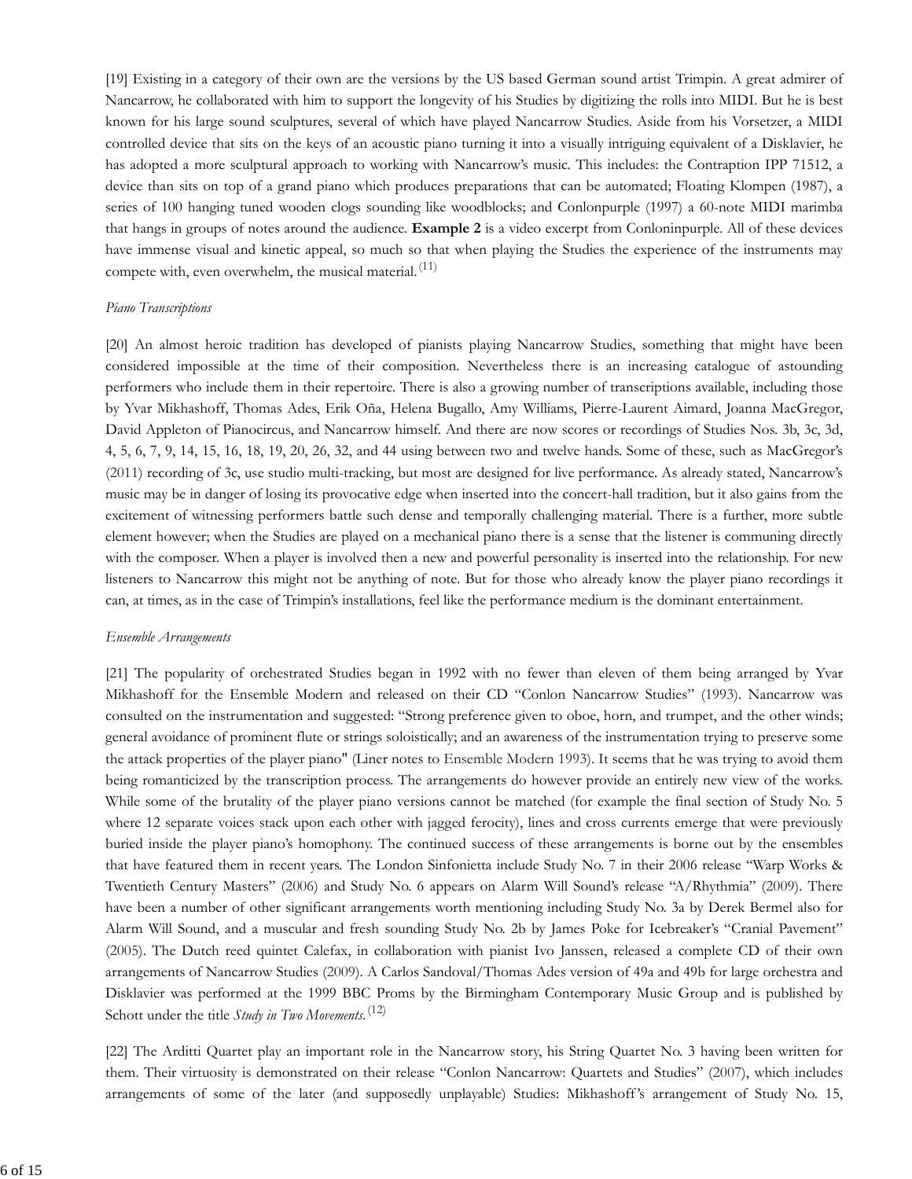[19] Existing in a category of their own are the versions by the US based German sound artist Trimpin. A great admirer of Nancarrow, he collaborated with him to support the longevity of his Studies by digitizing the rolls into MIDI. But he is best known for his large sound sculptures, several of which have played Nancarrow Studies. Aside from his Vorsetzer, a MIDI controlled device that sits on the keys of an acoustic piano turning it into a visually intriguing equivalent of a Disklavier, he has adopted a more sculptural approach to working with Nancarrow's music. This includes: the Contraption IPP 71512, a device than sits on top of a grand piano which produces preparations that can be automated; Floating Klompen (1987), a series of 100 hanging tuned wooden clogs sounding like woodblocks; and Conlonpurple (1997) a 60-note MIDI marimba that hangs in groups of notes around the audience. **Example 2** is a video excerpt from Conloninpurple. All of these devices have immense visual and kinetic appeal, so much so that when playing the Studies the experience of the instruments may compete with, even overwhelm, the musical material.[11]

*Piano Transcriptions*

[20] An almost heroic tradition has developed of pianists playing Nancarrow Studies, something that might have been considered impossible at the time of their composition. Nevertheless there is an increasing catalogue of astounding performers who include them in their repertoire. There is also a growing number of transcriptions available, including those by Yvar Mikhashoff, Thomas Ades, Erik Oña, Helena Bugallo, Amy Williams, Pierre-Laurent Aimard, Joanna MacGregor, David Appleton of Pianocircus, and Nancarrow himself. And there are now scores or recordings of Studies Nos. 3b, 3c, 3d, 4, 5, 6, 7, 9, 14, 15, 16, 18, 19, 20, 26, 32, and 44 using between two and twelve hands. Some of these, such as MacGregor's (2011) recording of 3c, use studio multi-tracking, but most are designed for live performance. As already stated, Nancarrow's music may be in danger of losing its provocative edge when inserted into the concert-hall tradition, but it also gains from the excitement of witnessing performers battle such dense and temporally challenging material. There is a further, more subtle element however; when the Studies are played on a mechanical piano there is a sense that the listener is communing directly with the composer. When a player is involved then a new and powerful personality is inserted into the relationship. For new listeners to Nancarrow this might not be anything of note. But for those who already know the player piano recordings it can, at times, as in the case of Trimpin's installations, feel like the performance medium is the dominant entertainment.

*Ensemble Arrangements*

[21] The popularity of orchestrated Studies began in 1992 with no fewer than eleven of them being arranged by Yvar Mikhashoff for the Ensemble Modern and released on their CD "Conlon Nancarrow Studies" (1993). Nancarrow was consulted on the instrumentation and suggested: "Strong preference given to oboe, horn, and trumpet, and the other winds; general avoidance of prominent flute or strings soloistically; and an awareness of the instrumentation trying to preserve some the attack properties of the player piano" (Liner notes to Ensemble Modern 1993). It seems that he was trying to avoid them being romanticized by the transcription process. The arrangements do however provide an entirely new view of the works. While some of the brutality of the player piano versions cannot be matched (for example the final section of Study No. 5 where 12 separate voices stack upon each other with jagged ferocity), lines and cross currents emerge that were previously buried inside the player piano's homophony. The continued success of these arrangements is borne out by the ensembles that have featured them in recent years. The London Sinfonietta include Study No. 7 in their 2006 release "Warp Works & Twentieth Century Masters" (2006) and Study No. 6 appears on Alarm Will Sound's release "A/Rhythmia" (2009). There have been a number of other significant arrangements worth mentioning including Study No. 3a by Derek Bermel also for Alarm Will Sound, and a muscular and fresh sounding Study No. 2b by James Poke for Icebreaker's "Cranial Pavement" (2005). The Dutch reed quintet Calefax, in collaboration with pianist Ivo Janssen, released a complete CD of their own arrangements of Nancarrow Studies (2009). A Carlos Sandoval/Thomas Ades version of 49a and 49b for large orchestra and Disklavier was performed at the 1999 BBC Proms by the Birmingham Contemporary Music Group and is published by Schott under the title *Study in Two Movements*.[12]

[22] The Arditti Quartet play an important role in the Nancarrow story, his String Quartet No. 3 having been written for them. Their virtuosity is demonstrated on their release "Conlon Nancarrow: Quartets and Studies" (2007), which includes arrangements of some of the later (and supposedly unplayable) Studies: Mikhashoff's arrangement of Study No. 15,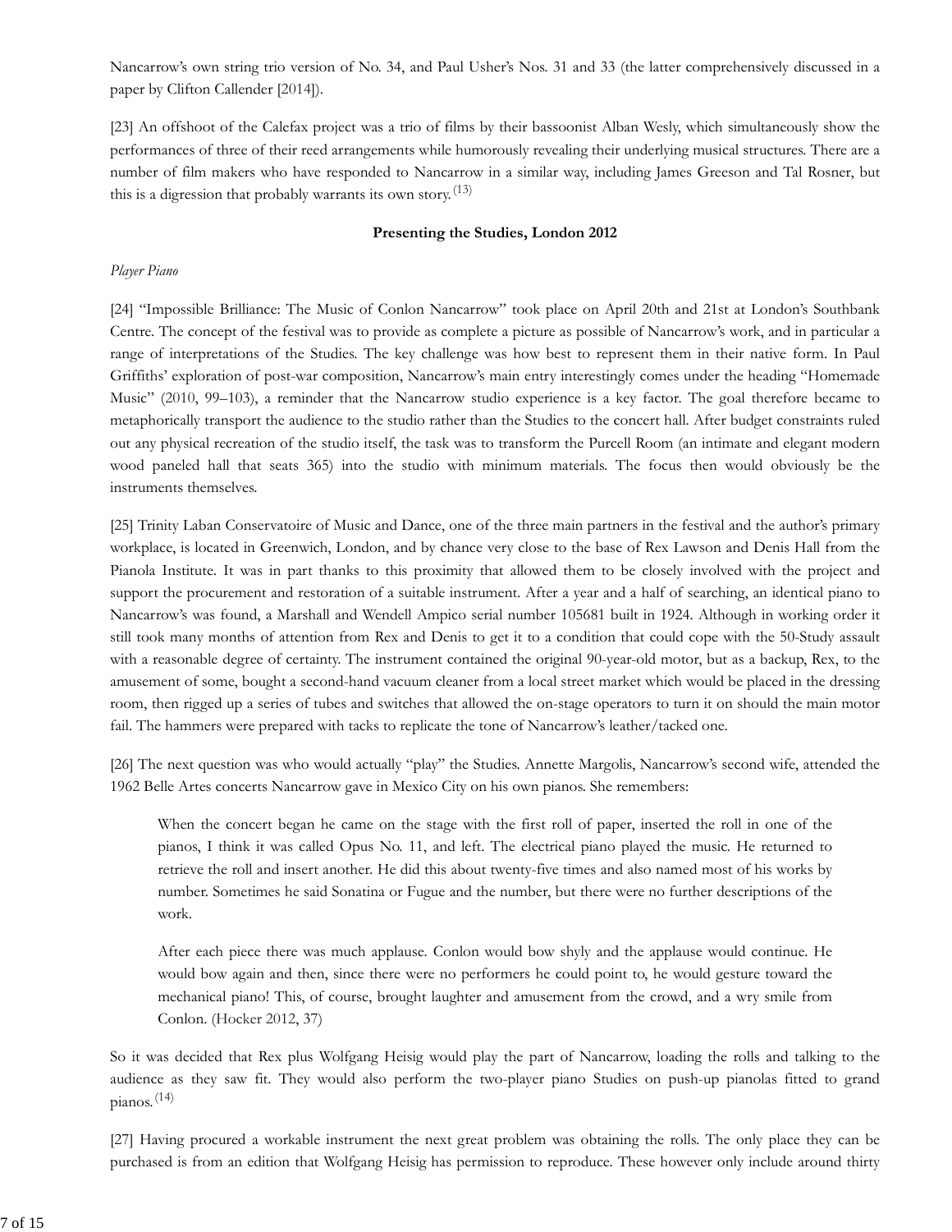Nancarrow's own string trio version of No. 34, and Paul Usher's Nos. 31 and 33 (the latter comprehensively discussed in a paper by Clifton Callender [2014]).

[23] An offshoot of the Calefax project was a trio of films by their bassoonist Alban Wesly, which simultaneously show the performances of three of their reed arrangements while humorously revealing their underlying musical structures. There are a number of film makers who have responded to Nancarrow in a similar way, including James Greeson and Tal Rosner, but this is a digression that probably warrants its own story.(13)

**Presenting the Studies, London 2012**

*Player Piano*

[24] "Impossible Brilliance: The Music of Conlon Nancarrow" took place on April 20th and 21st at London's Southbank Centre. The concept of the festival was to provide as complete a picture as possible of Nancarrow's work, and in particular a range of interpretations of the Studies. The key challenge was how best to represent them in their native form. In Paul Griffiths' exploration of post-war composition, Nancarrow's main entry interestingly comes under the heading "Homemade Music" (2010, 99–103), a reminder that the Nancarrow studio experience is a key factor. The goal therefore became to metaphorically transport the audience to the studio rather than the Studies to the concert hall. After budget constraints ruled out any physical recreation of the studio itself, the task was to transform the Purcell Room (an intimate and elegant modern wood paneled hall that seats 365) into the studio with minimum materials. The focus then would obviously be the instruments themselves.

[25] Trinity Laban Conservatoire of Music and Dance, one of the three main partners in the festival and the author's primary workplace, is located in Greenwich, London, and by chance very close to the base of Rex Lawson and Denis Hall from the Pianola Institute. It was in part thanks to this proximity that allowed them to be closely involved with the project and support the procurement and restoration of a suitable instrument. After a year and a half of searching, an identical piano to Nancarrow's was found, a Marshall and Wendell Ampico serial number 105681 built in 1924. Although in working order it still took many months of attention from Rex and Denis to get it to a condition that could cope with the 50-Study assault with a reasonable degree of certainty. The instrument contained the original 90-year-old motor, but as a backup, Rex, to the amusement of some, bought a second-hand vacuum cleaner from a local street market which would be placed in the dressing room, then rigged up a series of tubes and switches that allowed the on-stage operators to turn it on should the main motor fail. The hammers were prepared with tacks to replicate the tone of Nancarrow's leather/tacked one.

[26] The next question was who would actually "play" the Studies. Annette Margolis, Nancarrow's second wife, attended the 1962 Belle Artes concerts Nancarrow gave in Mexico City on his own pianos. She remembers:

> When the concert began he came on the stage with the first roll of paper, inserted the roll in one of the pianos, I think it was called Opus No. 11, and left. The electrical piano played the music. He returned to retrieve the roll and insert another. He did this about twenty-five times and also named most of his works by number. Sometimes he said Sonatina or Fugue and the number, but there were no further descriptions of the work.
>
> After each piece there was much applause. Conlon would bow shyly and the applause would continue. He would bow again and then, since there were no performers he could point to, he would gesture toward the mechanical piano! This, of course, brought laughter and amusement from the crowd, and a wry smile from Conlon. (Hocker 2012, 37)

So it was decided that Rex plus Wolfgang Heisig would play the part of Nancarrow, loading the rolls and talking to the audience as they saw fit. They would also perform the two-player piano Studies on push-up pianolas fitted to grand pianos.(14)

[27] Having procured a workable instrument the next great problem was obtaining the rolls. The only place they can be purchased is from an edition that Wolfgang Heisig has permission to reproduce. These however only include around thirty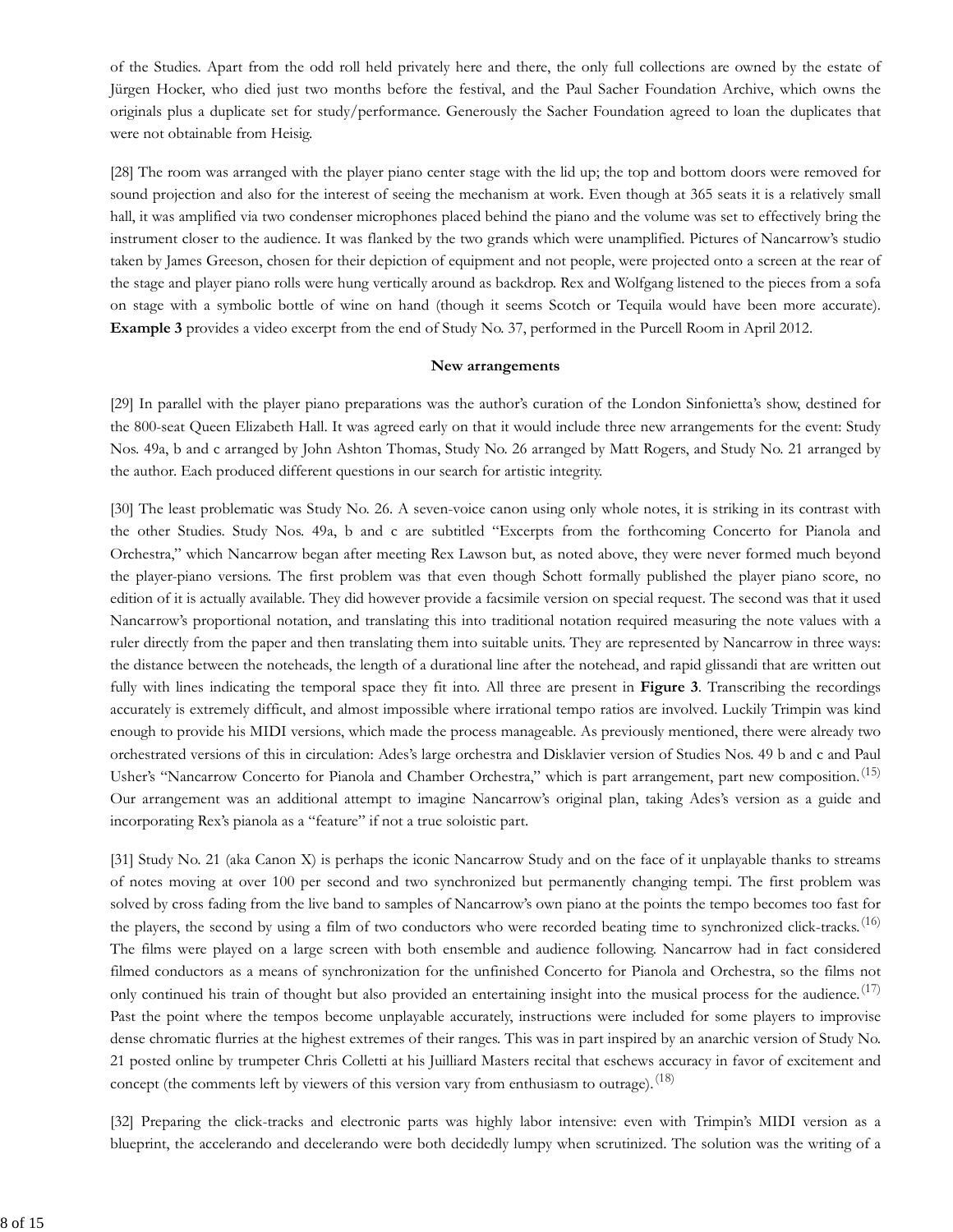of the Studies. Apart from the odd roll held privately here and there, the only full collections are owned by the estate of Jürgen Hocker, who died just two months before the festival, and the Paul Sacher Foundation Archive, which owns the originals plus a duplicate set for study/performance. Generously the Sacher Foundation agreed to loan the duplicates that were not obtainable from Heisig.

[28] The room was arranged with the player piano center stage with the lid up; the top and bottom doors were removed for sound projection and also for the interest of seeing the mechanism at work. Even though at 365 seats it is a relatively small hall, it was amplified via two condenser microphones placed behind the piano and the volume was set to effectively bring the instrument closer to the audience. It was flanked by the two grands which were unamplified. Pictures of Nancarrow's studio taken by James Greeson, chosen for their depiction of equipment and not people, were projected onto a screen at the rear of the stage and player piano rolls were hung vertically around as backdrop. Rex and Wolfgang listened to the pieces from a sofa on stage with a symbolic bottle of wine on hand (though it seems Scotch or Tequila would have been more accurate). **Example 3** provides a video excerpt from the end of Study No. 37, performed in the Purcell Room in April 2012.

### New arrangements

[29] In parallel with the player piano preparations was the author's curation of the London Sinfonietta's show, destined for the 800-seat Queen Elizabeth Hall. It was agreed early on that it would include three new arrangements for the event: Study Nos. 49a, b and c arranged by John Ashton Thomas, Study No. 26 arranged by Matt Rogers, and Study No. 21 arranged by the author. Each produced different questions in our search for artistic integrity.

[30] The least problematic was Study No. 26. A seven-voice canon using only whole notes, it is striking in its contrast with the other Studies. Study Nos. 49a, b and c are subtitled "Excerpts from the forthcoming Concerto for Pianola and Orchestra," which Nancarrow began after meeting Rex Lawson but, as noted above, they were never formed much beyond the player-piano versions. The first problem was that even though Schott formally published the player piano score, no edition of it is actually available. They did however provide a facsimile version on special request. The second was that it used Nancarrow's proportional notation, and translating this into traditional notation required measuring the note values with a ruler directly from the paper and then translating them into suitable units. They are represented by Nancarrow in three ways: the distance between the noteheads, the length of a durational line after the notehead, and rapid glissandi that are written out fully with lines indicating the temporal space they fit into. All three are present in **Figure 3**. Transcribing the recordings accurately is extremely difficult, and almost impossible where irrational tempo ratios are involved. Luckily Trimpin was kind enough to provide his MIDI versions, which made the process manageable. As previously mentioned, there were already two orchestrated versions of this in circulation: Ades's large orchestra and Disklavier version of Studies Nos. 49 b and c and Paul Usher's "Nancarrow Concerto for Pianola and Chamber Orchestra," which is part arrangement, part new composition.(15) Our arrangement was an additional attempt to imagine Nancarrow's original plan, taking Ades's version as a guide and incorporating Rex's pianola as a "feature" if not a true soloistic part.

[31] Study No. 21 (aka Canon X) is perhaps the iconic Nancarrow Study and on the face of it unplayable thanks to streams of notes moving at over 100 per second and two synchronized but permanently changing tempi. The first problem was solved by cross fading from the live band to samples of Nancarrow's own piano at the points the tempo becomes too fast for the players, the second by using a film of two conductors who were recorded beating time to synchronized click-tracks.(16) The films were played on a large screen with both ensemble and audience following. Nancarrow had in fact considered filmed conductors as a means of synchronization for the unfinished Concerto for Pianola and Orchestra, so the films not only continued his train of thought but also provided an entertaining insight into the musical process for the audience.(17) Past the point where the tempos become unplayable accurately, instructions were included for some players to improvise dense chromatic flurries at the highest extremes of their ranges. This was in part inspired by an anarchic version of Study No. 21 posted online by trumpeter Chris Colletti at his Juilliard Masters recital that eschews accuracy in favor of excitement and concept (the comments left by viewers of this version vary from enthusiasm to outrage).(18)

[32] Preparing the click-tracks and electronic parts was highly labor intensive: even with Trimpin's MIDI version as a blueprint, the accelerando and decelerando were both decidedly lumpy when scrutinized. The solution was the writing of a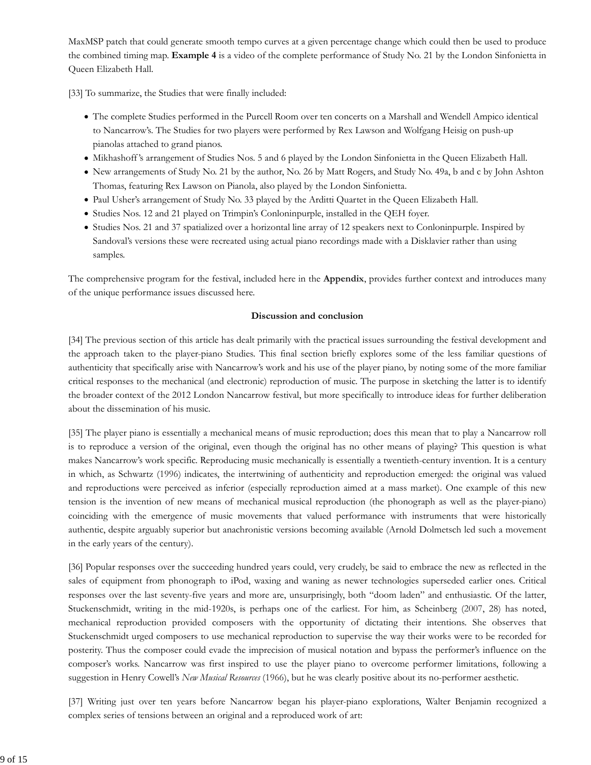MaxMSP patch that could generate smooth tempo curves at a given percentage change which could then be used to produce the combined timing map. **Example 4** is a video of the complete performance of Study No. 21 by the London Sinfonietta in Queen Elizabeth Hall.

[33] To summarize, the Studies that were finally included:

- The complete Studies performed in the Purcell Room over ten concerts on a Marshall and Wendell Ampico identical to Nancarrow's. The Studies for two players were performed by Rex Lawson and Wolfgang Heisig on push-up pianolas attached to grand pianos.
- Mikhashoff's arrangement of Studies Nos. 5 and 6 played by the London Sinfonietta in the Queen Elizabeth Hall.
- New arrangements of Study No. 21 by the author, No. 26 by Matt Rogers, and Study No. 49a, b and c by John Ashton Thomas, featuring Rex Lawson on Pianola, also played by the London Sinfonietta.
- Paul Usher's arrangement of Study No. 33 played by the Arditti Quartet in the Queen Elizabeth Hall.
- Studies Nos. 12 and 21 played on Trimpin's Conloninpurple, installed in the QEH foyer.
- Studies Nos. 21 and 37 spatialized over a horizontal line array of 12 speakers next to Conloninpurple. Inspired by Sandoval's versions these were recreated using actual piano recordings made with a Disklavier rather than using samples.

The comprehensive program for the festival, included here in the **Appendix**, provides further context and introduces many of the unique performance issues discussed here.

**Discussion and conclusion**

[34] The previous section of this article has dealt primarily with the practical issues surrounding the festival development and the approach taken to the player-piano Studies. This final section briefly explores some of the less familiar questions of authenticity that specifically arise with Nancarrow's work and his use of the player piano, by noting some of the more familiar critical responses to the mechanical (and electronic) reproduction of music. The purpose in sketching the latter is to identify the broader context of the 2012 London Nancarrow festival, but more specifically to introduce ideas for further deliberation about the dissemination of his music.

[35] The player piano is essentially a mechanical means of music reproduction; does this mean that to play a Nancarrow roll is to reproduce a version of the original, even though the original has no other means of playing? This question is what makes Nancarrow's work specific. Reproducing music mechanically is essentially a twentieth-century invention. It is a century in which, as Schwartz (1996) indicates, the intertwining of authenticity and reproduction emerged: the original was valued and reproductions were perceived as inferior (especially reproduction aimed at a mass market). One example of this new tension is the invention of new means of mechanical musical reproduction (the phonograph as well as the player-piano) coinciding with the emergence of music movements that valued performance with instruments that were historically authentic, despite arguably superior but anachronistic versions becoming available (Arnold Dolmetsch led such a movement in the early years of the century).

[36] Popular responses over the succeeding hundred years could, very crudely, be said to embrace the new as reflected in the sales of equipment from phonograph to iPod, waxing and waning as newer technologies superseded earlier ones. Critical responses over the last seventy-five years and more are, unsurprisingly, both "doom laden" and enthusiastic. Of the latter, Stuckenschmidt, writing in the mid-1920s, is perhaps one of the earliest. For him, as Scheinberg (2007, 28) has noted, mechanical reproduction provided composers with the opportunity of dictating their intentions. She observes that Stuckenschmidt urged composers to use mechanical reproduction to supervise the way their works were to be recorded for posterity. Thus the composer could evade the imprecision of musical notation and bypass the performer's influence on the composer's works. Nancarrow was first inspired to use the player piano to overcome performer limitations, following a suggestion in Henry Cowell's *New Musical Resources* (1966), but he was clearly positive about its no-performer aesthetic.

[37] Writing just over ten years before Nancarrow began his player-piano explorations, Walter Benjamin recognized a complex series of tensions between an original and a reproduced work of art: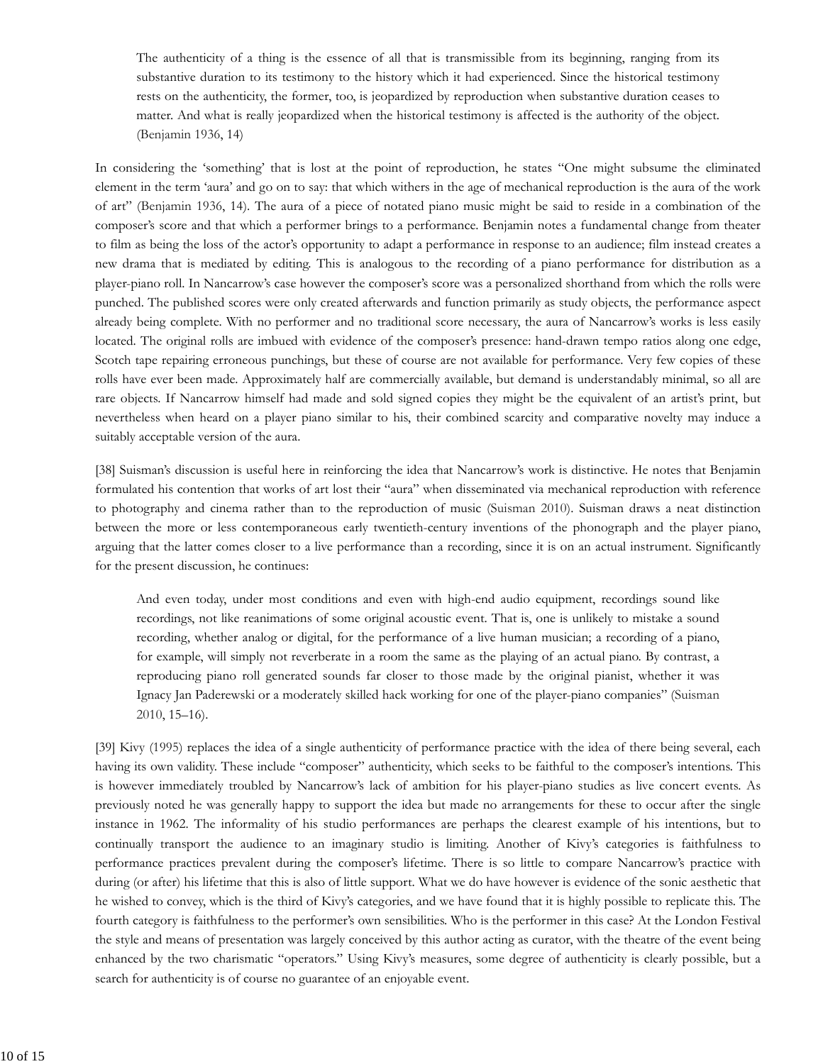> The authenticity of a thing is the essence of all that is transmissible from its beginning, ranging from its substantive duration to its testimony to the history which it had experienced. Since the historical testimony rests on the authenticity, the former, too, is jeopardized by reproduction when substantive duration ceases to matter. And what is really jeopardized when the historical testimony is affected is the authority of the object. (Benjamin 1936, 14)

In considering the 'something' that is lost at the point of reproduction, he states "One might subsume the eliminated element in the term 'aura' and go on to say: that which withers in the age of mechanical reproduction is the aura of the work of art" (Benjamin 1936, 14). The aura of a piece of notated piano music might be said to reside in a combination of the composer's score and that which a performer brings to a performance. Benjamin notes a fundamental change from theater to film as being the loss of the actor's opportunity to adapt a performance in response to an audience; film instead creates a new drama that is mediated by editing. This is analogous to the recording of a piano performance for distribution as a player-piano roll. In Nancarrow's case however the composer's score was a personalized shorthand from which the rolls were punched. The published scores were only created afterwards and function primarily as study objects, the performance aspect already being complete. With no performer and no traditional score necessary, the aura of Nancarrow's works is less easily located. The original rolls are imbued with evidence of the composer's presence: hand-drawn tempo ratios along one edge, Scotch tape repairing erroneous punchings, but these of course are not available for performance. Very few copies of these rolls have ever been made. Approximately half are commercially available, but demand is understandably minimal, so all are rare objects. If Nancarrow himself had made and sold signed copies they might be the equivalent of an artist's print, but nevertheless when heard on a player piano similar to his, their combined scarcity and comparative novelty may induce a suitably acceptable version of the aura.

[38] Suisman's discussion is useful here in reinforcing the idea that Nancarrow's work is distinctive. He notes that Benjamin formulated his contention that works of art lost their "aura" when disseminated via mechanical reproduction with reference to photography and cinema rather than to the reproduction of music (Suisman 2010). Suisman draws a neat distinction between the more or less contemporaneous early twentieth-century inventions of the phonograph and the player piano, arguing that the latter comes closer to a live performance than a recording, since it is on an actual instrument. Significantly for the present discussion, he continues:

> And even today, under most conditions and even with high-end audio equipment, recordings sound like recordings, not like reanimations of some original acoustic event. That is, one is unlikely to mistake a sound recording, whether analog or digital, for the performance of a live human musician; a recording of a piano, for example, will simply not reverberate in a room the same as the playing of an actual piano. By contrast, a reproducing piano roll generated sounds far closer to those made by the original pianist, whether it was Ignacy Jan Paderewski or a moderately skilled hack working for one of the player-piano companies" (Suisman 2010, 15–16).

[39] Kivy (1995) replaces the idea of a single authenticity of performance practice with the idea of there being several, each having its own validity. These include "composer" authenticity, which seeks to be faithful to the composer's intentions. This is however immediately troubled by Nancarrow's lack of ambition for his player-piano studies as live concert events. As previously noted he was generally happy to support the idea but made no arrangements for these to occur after the single instance in 1962. The informality of his studio performances are perhaps the clearest example of his intentions, but to continually transport the audience to an imaginary studio is limiting. Another of Kivy's categories is faithfulness to performance practices prevalent during the composer's lifetime. There is so little to compare Nancarrow's practice with during (or after) his lifetime that this is also of little support. What we do have however is evidence of the sonic aesthetic that he wished to convey, which is the third of Kivy's categories, and we have found that it is highly possible to replicate this. The fourth category is faithfulness to the performer's own sensibilities. Who is the performer in this case? At the London Festival the style and means of presentation was largely conceived by this author acting as curator, with the theatre of the event being enhanced by the two charismatic "operators." Using Kivy's measures, some degree of authenticity is clearly possible, but a search for authenticity is of course no guarantee of an enjoyable event.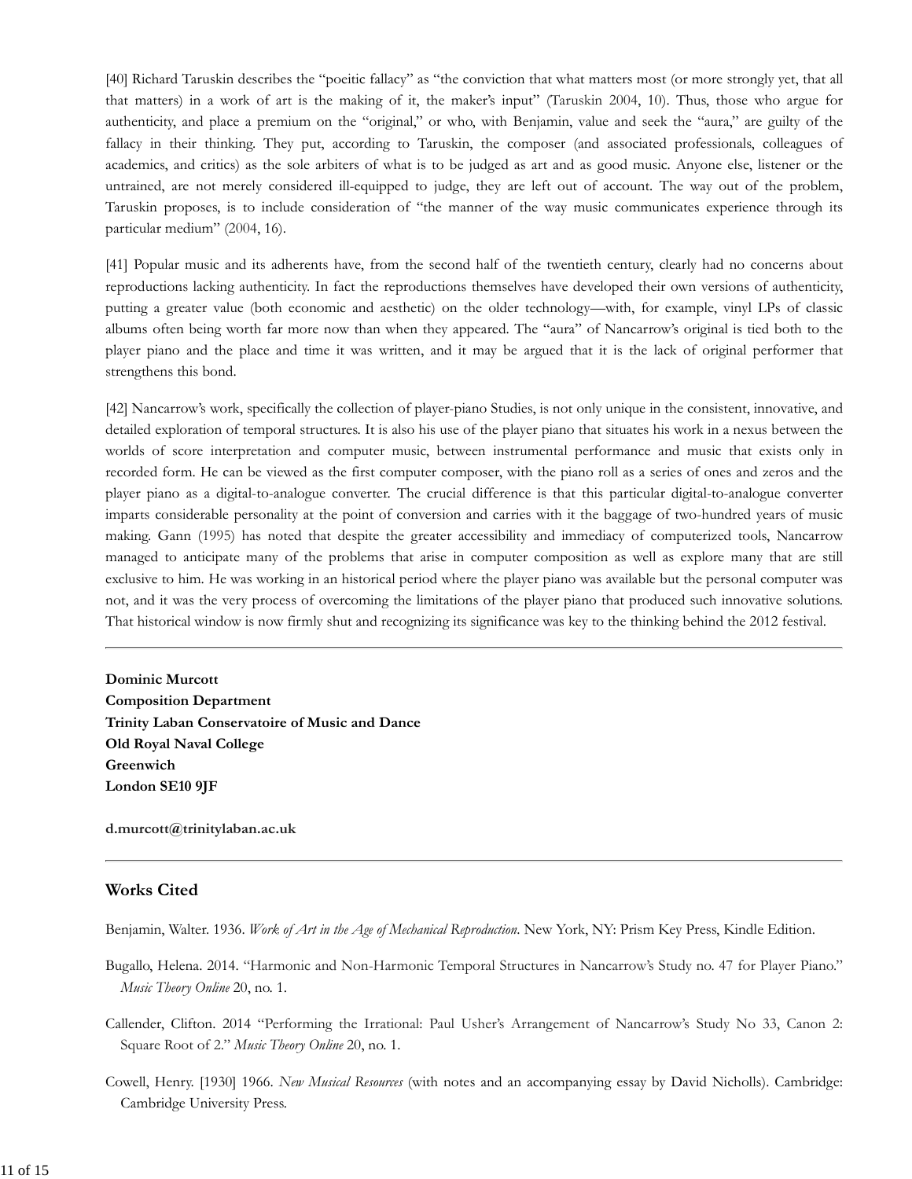[40] Richard Taruskin describes the "poeitic fallacy" as "the conviction that what matters most (or more strongly yet, that all that matters) in a work of art is the making of it, the maker's input" (Taruskin 2004, 10). Thus, those who argue for authenticity, and place a premium on the "original," or who, with Benjamin, value and seek the "aura," are guilty of the fallacy in their thinking. They put, according to Taruskin, the composer (and associated professionals, colleagues of academics, and critics) as the sole arbiters of what is to be judged as art and as good music. Anyone else, listener or the untrained, are not merely considered ill-equipped to judge, they are left out of account. The way out of the problem, Taruskin proposes, is to include consideration of "the manner of the way music communicates experience through its particular medium" (2004, 16).

[41] Popular music and its adherents have, from the second half of the twentieth century, clearly had no concerns about reproductions lacking authenticity. In fact the reproductions themselves have developed their own versions of authenticity, putting a greater value (both economic and aesthetic) on the older technology—with, for example, vinyl LPs of classic albums often being worth far more now than when they appeared. The "aura" of Nancarrow's original is tied both to the player piano and the place and time it was written, and it may be argued that it is the lack of original performer that strengthens this bond.

[42] Nancarrow's work, specifically the collection of player-piano Studies, is not only unique in the consistent, innovative, and detailed exploration of temporal structures. It is also his use of the player piano that situates his work in a nexus between the worlds of score interpretation and computer music, between instrumental performance and music that exists only in recorded form. He can be viewed as the first computer composer, with the piano roll as a series of ones and zeros and the player piano as a digital-to-analogue converter. The crucial difference is that this particular digital-to-analogue converter imparts considerable personality at the point of conversion and carries with it the baggage of two-hundred years of music making. Gann (1995) has noted that despite the greater accessibility and immediacy of computerized tools, Nancarrow managed to anticipate many of the problems that arise in computer composition as well as explore many that are still exclusive to him. He was working in an historical period where the player piano was available but the personal computer was not, and it was the very process of overcoming the limitations of the player piano that produced such innovative solutions. That historical window is now firmly shut and recognizing its significance was key to the thinking behind the 2012 festival.

---

**Dominic Murcott**
**Composition Department**
**Trinity Laban Conservatoire of Music and Dance**
**Old Royal Naval College**
**Greenwich**
**London SE10 9JF**

**d.murcott@trinitylaban.ac.uk**

---

## Works Cited

Benjamin, Walter. 1936. *Work of Art in the Age of Mechanical Reproduction*. New York, NY: Prism Key Press, Kindle Edition.

Bugallo, Helena. 2014. "Harmonic and Non-Harmonic Temporal Structures in Nancarrow's Study no. 47 for Player Piano." *Music Theory Online* 20, no. 1.

Callender, Clifton. 2014 "Performing the Irrational: Paul Usher's Arrangement of Nancarrow's Study No 33, Canon 2: Square Root of 2." *Music Theory Online* 20, no. 1.

Cowell, Henry. [1930] 1966. *New Musical Resources* (with notes and an accompanying essay by David Nicholls). Cambridge: Cambridge University Press.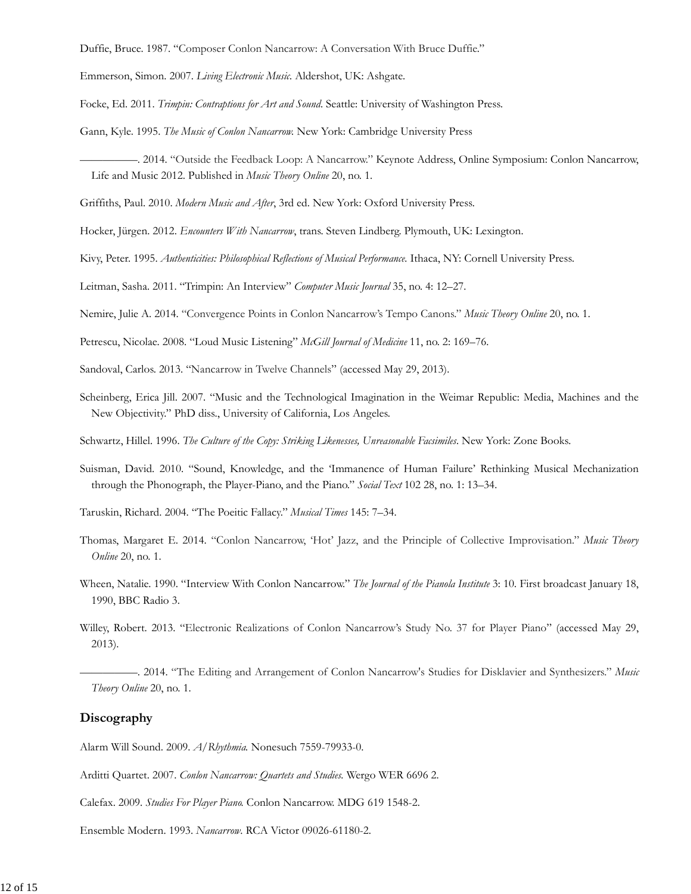Duffie, Bruce. 1987. "Composer Conlon Nancarrow: A Conversation With Bruce Duffie."

Emmerson, Simon. 2007. *Living Electronic Music*. Aldershot, UK: Ashgate.

Focke, Ed. 2011. *Trimpin: Contraptions for Art and Sound*. Seattle: University of Washington Press.

Gann, Kyle. 1995. *The Music of Conlon Nancarrow*. New York: Cambridge University Press

—————. 2014. "Outside the Feedback Loop: A Nancarrow." Keynote Address, Online Symposium: Conlon Nancarrow, Life and Music 2012. Published in *Music Theory Online* 20, no. 1.

Griffiths, Paul. 2010. *Modern Music and After*, 3rd ed. New York: Oxford University Press.

Hocker, Jürgen. 2012. *Encounters With Nancarrow*, trans. Steven Lindberg. Plymouth, UK: Lexington.

Kivy, Peter. 1995. *Authenticities: Philosophical Reflections of Musical Performance*. Ithaca, NY: Cornell University Press.

Leitman, Sasha. 2011. "Trimpin: An Interview" *Computer Music Journal* 35, no. 4: 12–27.

Nemire, Julie A. 2014. "Convergence Points in Conlon Nancarrow's Tempo Canons." *Music Theory Online* 20, no. 1.

Petrescu, Nicolae. 2008. "Loud Music Listening" *McGill Journal of Medicine* 11, no. 2: 169–76.

Sandoval, Carlos. 2013. "Nancarrow in Twelve Channels" (accessed May 29, 2013).

Scheinberg, Erica Jill. 2007. "Music and the Technological Imagination in the Weimar Republic: Media, Machines and the New Objectivity." PhD diss., University of California, Los Angeles.

Schwartz, Hillel. 1996. *The Culture of the Copy: Striking Likenesses, Unreasonable Facsimiles*. New York: Zone Books.

Suisman, David. 2010. "Sound, Knowledge, and the 'Immanence of Human Failure' Rethinking Musical Mechanization through the Phonograph, the Player-Piano, and the Piano." *Social Text* 102 28, no. 1: 13–34.

Taruskin, Richard. 2004. "The Poeitic Fallacy." *Musical Times* 145: 7–34.

Thomas, Margaret E. 2014. "Conlon Nancarrow, 'Hot' Jazz, and the Principle of Collective Improvisation." *Music Theory Online* 20, no. 1.

Wheen, Natalie. 1990. "Interview With Conlon Nancarrow." *The Journal of the Pianola Institute* 3: 10. First broadcast January 18, 1990, BBC Radio 3.

Willey, Robert. 2013. "Electronic Realizations of Conlon Nancarrow's Study No. 37 for Player Piano" (accessed May 29, 2013).

—————. 2014. "The Editing and Arrangement of Conlon Nancarrow's Studies for Disklavier and Synthesizers." *Music Theory Online* 20, no. 1.

## Discography

Alarm Will Sound. 2009. *A/Rhythmia*. Nonesuch 7559-79933-0.

Arditti Quartet. 2007. *Conlon Nancarrow: Quartets and Studies*. Wergo WER 6696 2.

Calefax. 2009. *Studies For Player Piano*. Conlon Nancarrow. MDG 619 1548-2.

Ensemble Modern. 1993. *Nancarrow*. RCA Victor 09026-61180-2.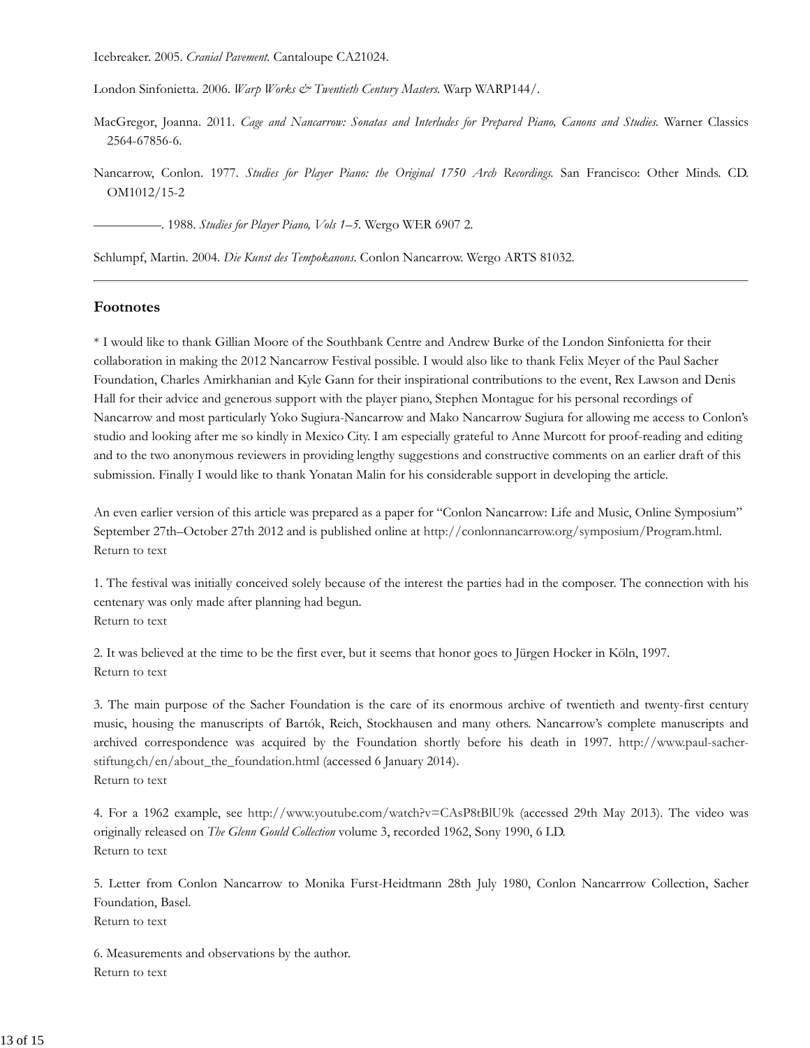Icebreaker. 2005. *Cranial Pavement*. Cantaloupe CA21024.

London Sinfonietta. 2006. *Warp Works & Twentieth Century Masters*. Warp WARP144/.

MacGregor, Joanna. 2011. *Cage and Nancarrow: Sonatas and Interludes for Prepared Piano, Canons and Studies*. Warner Classics 2564-67856-6.

Nancarrow, Conlon. 1977. *Studies for Player Piano: the Original 1750 Arch Recordings*. San Francisco: Other Minds. CD. OM1012/15-2

—————. 1988. *Studies for Player Piano, Vols 1–5*. Wergo WER 6907 2.

Schlumpf, Martin. 2004. *Die Kunst des Tempokanons*. Conlon Nancarrow. Wergo ARTS 81032.

---

### Footnotes

* I would like to thank Gillian Moore of the Southbank Centre and Andrew Burke of the London Sinfonietta for their collaboration in making the 2012 Nancarrow Festival possible. I would also like to thank Felix Meyer of the Paul Sacher Foundation, Charles Amirkhanian and Kyle Gann for their inspirational contributions to the event, Rex Lawson and Denis Hall for their advice and generous support with the player piano, Stephen Montague for his personal recordings of Nancarrow and most particularly Yoko Sugiura-Nancarrow and Mako Nancarrow Sugiura for allowing me access to Conlon's studio and looking after me so kindly in Mexico City. I am especially grateful to Anne Murcott for proof-reading and editing and to the two anonymous reviewers in providing lengthy suggestions and constructive comments on an earlier draft of this submission. Finally I would like to thank Yonatan Malin for his considerable support in developing the article.

An even earlier version of this article was prepared as a paper for "Conlon Nancarrow: Life and Music, Online Symposium" September 27th–October 27th 2012 and is published online at http://conlonnancarrow.org/symposium/Program.html.
Return to text

1. The festival was initially conceived solely because of the interest the parties had in the composer. The connection with his centenary was only made after planning had begun.
Return to text

2. It was believed at the time to be the first ever, but it seems that honor goes to Jürgen Hocker in Köln, 1997.
Return to text

3. The main purpose of the Sacher Foundation is the care of its enormous archive of twentieth and twenty-first century music, housing the manuscripts of Bartók, Reich, Stockhausen and many others. Nancarrow's complete manuscripts and archived correspondence was acquired by the Foundation shortly before his death in 1997. http://www.paul-sacher-stiftung.ch/en/about_the_foundation.html (accessed 6 January 2014).
Return to text

4. For a 1962 example, see http://www.youtube.com/watch?v=CAsP8tBlU9k (accessed 29th May 2013). The video was originally released on *The Glenn Gould Collection* volume 3, recorded 1962, Sony 1990, 6 LD.
Return to text

5. Letter from Conlon Nancarrow to Monika Furst-Heidtmann 28th July 1980, Conlon Nancarrrow Collection, Sacher Foundation, Basel.
Return to text

6. Measurements and observations by the author.
Return to text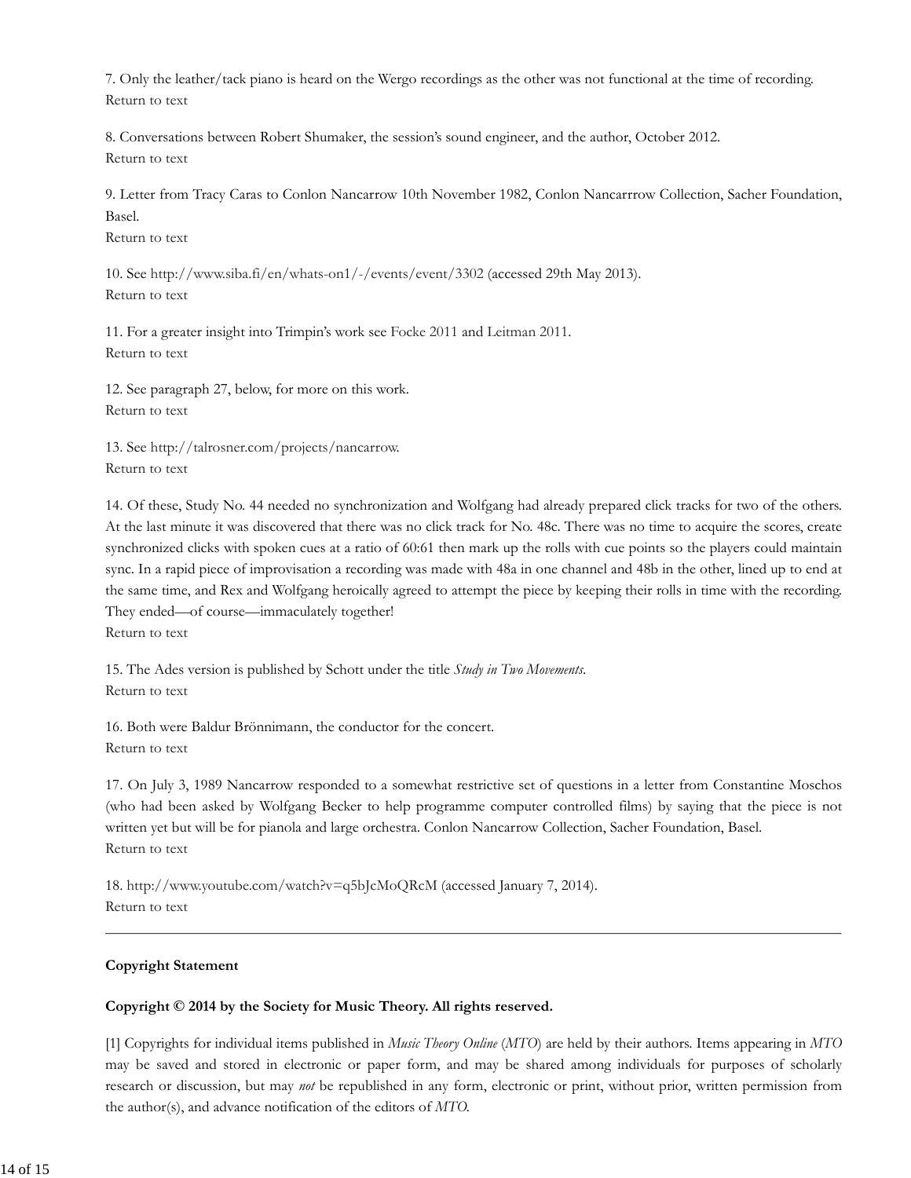7. Only the leather/tack piano is heard on the Wergo recordings as the other was not functional at the time of recording.
Return to text

8. Conversations between Robert Shumaker, the session's sound engineer, and the author, October 2012.
Return to text

9. Letter from Tracy Caras to Conlon Nancarrow 10th November 1982, Conlon Nancarrrow Collection, Sacher Foundation, Basel.
Return to text

10. See http://www.siba.fi/en/whats-on1/-/events/event/3302 (accessed 29th May 2013).
Return to text

11. For a greater insight into Trimpin's work see Focke 2011 and Leitman 2011.
Return to text

12. See paragraph 27, below, for more on this work.
Return to text

13. See http://talrosner.com/projects/nancarrow.
Return to text

14. Of these, Study No. 44 needed no synchronization and Wolfgang had already prepared click tracks for two of the others. At the last minute it was discovered that there was no click track for No. 48c. There was no time to acquire the scores, create synchronized clicks with spoken cues at a ratio of 60:61 then mark up the rolls with cue points so the players could maintain sync. In a rapid piece of improvisation a recording was made with 48a in one channel and 48b in the other, lined up to end at the same time, and Rex and Wolfgang heroically agreed to attempt the piece by keeping their rolls in time with the recording. They ended—of course—immaculately together!
Return to text

15. The Ades version is published by Schott under the title *Study in Two Movements*.
Return to text

16. Both were Baldur Brönnimann, the conductor for the concert.
Return to text

17. On July 3, 1989 Nancarrow responded to a somewhat restrictive set of questions in a letter from Constantine Moschos (who had been asked by Wolfgang Becker to help programme computer controlled films) by saying that the piece is not written yet but will be for pianola and large orchestra. Conlon Nancarrow Collection, Sacher Foundation, Basel.
Return to text

18. http://www.youtube.com/watch?v=q5bJcMoQRcM (accessed January 7, 2014).
Return to text

---

**Copyright Statement**

**Copyright © 2014 by the Society for Music Theory. All rights reserved.**

[1] Copyrights for individual items published in *Music Theory Online* (*MTO*) are held by their authors. Items appearing in *MTO* may be saved and stored in electronic or paper form, and may be shared among individuals for purposes of scholarly research or discussion, but may *not* be republished in any form, electronic or print, without prior, written permission from the author(s), and advance notification of the editors of *MTO*.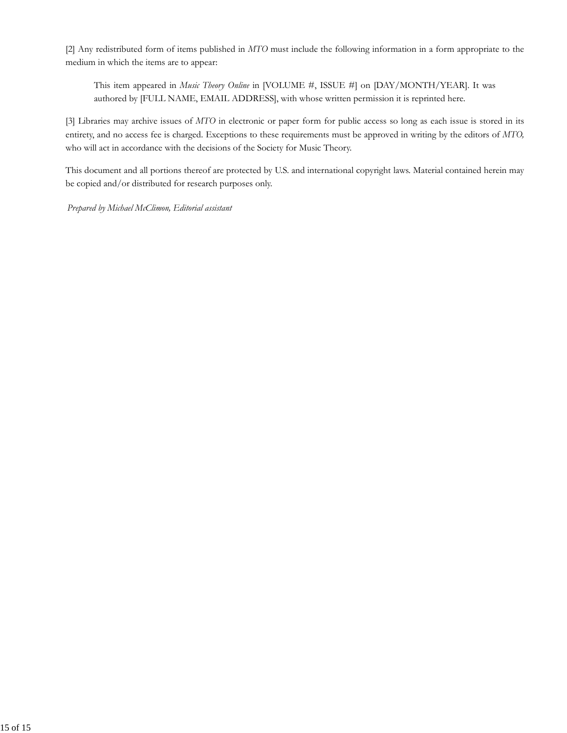[2] Any redistributed form of items published in *MTO* must include the following information in a form appropriate to the medium in which the items are to appear:

> This item appeared in *Music Theory Online* in [VOLUME #, ISSUE #] on [DAY/MONTH/YEAR]. It was authored by [FULL NAME, EMAIL ADDRESS], with whose written permission it is reprinted here.

[3] Libraries may archive issues of *MTO* in electronic or paper form for public access so long as each issue is stored in its entirety, and no access fee is charged. Exceptions to these requirements must be approved in writing by the editors of *MTO,* who will act in accordance with the decisions of the Society for Music Theory.

This document and all portions thereof are protected by U.S. and international copyright laws. Material contained herein may be copied and/or distributed for research purposes only.

*Prepared by Michael McClimon, Editorial assistant*